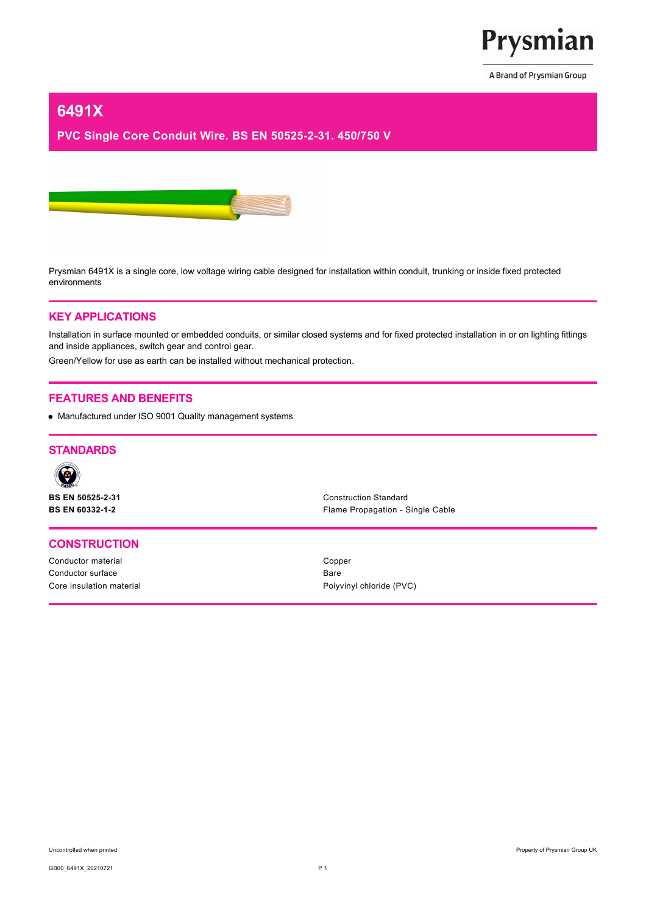Prysmian

A Brand of Prysmian Group

# 6491X

## PVC Single Core Conduit Wire. BS EN 50525-2-31. 450/750 V

Prysmian 6491X is a single core, low voltage wiring cable designed for installation within conduit, trunking or inside fixed protected environments

## KEY APPLICATIONS

Installation in surface mounted or embedded conduits, or similar closed systems and for fixed protected installation in or on lighting fittings and inside appliances, switch gear and control gear.

Green/Yellow for use as earth can be installed without mechanical protection.

## FEATURES AND BENEFITS

- Manufactured under ISO 9001 Quality management systems

## STANDARDS

| | |
|---|---|
| **BS EN 50525-2-31** | Construction Standard |
| **BS EN 60332-1-2** | Flame Propagation - Single Cable |

## CONSTRUCTION

| | |
|---|---|
| Conductor material | Copper |
| Conductor surface | Bare |
| Core insulation material | Polyvinyl chloride (PVC) |

Uncontrolled when printed

Property of Prysmian Group UK

GB00_6491X_20210721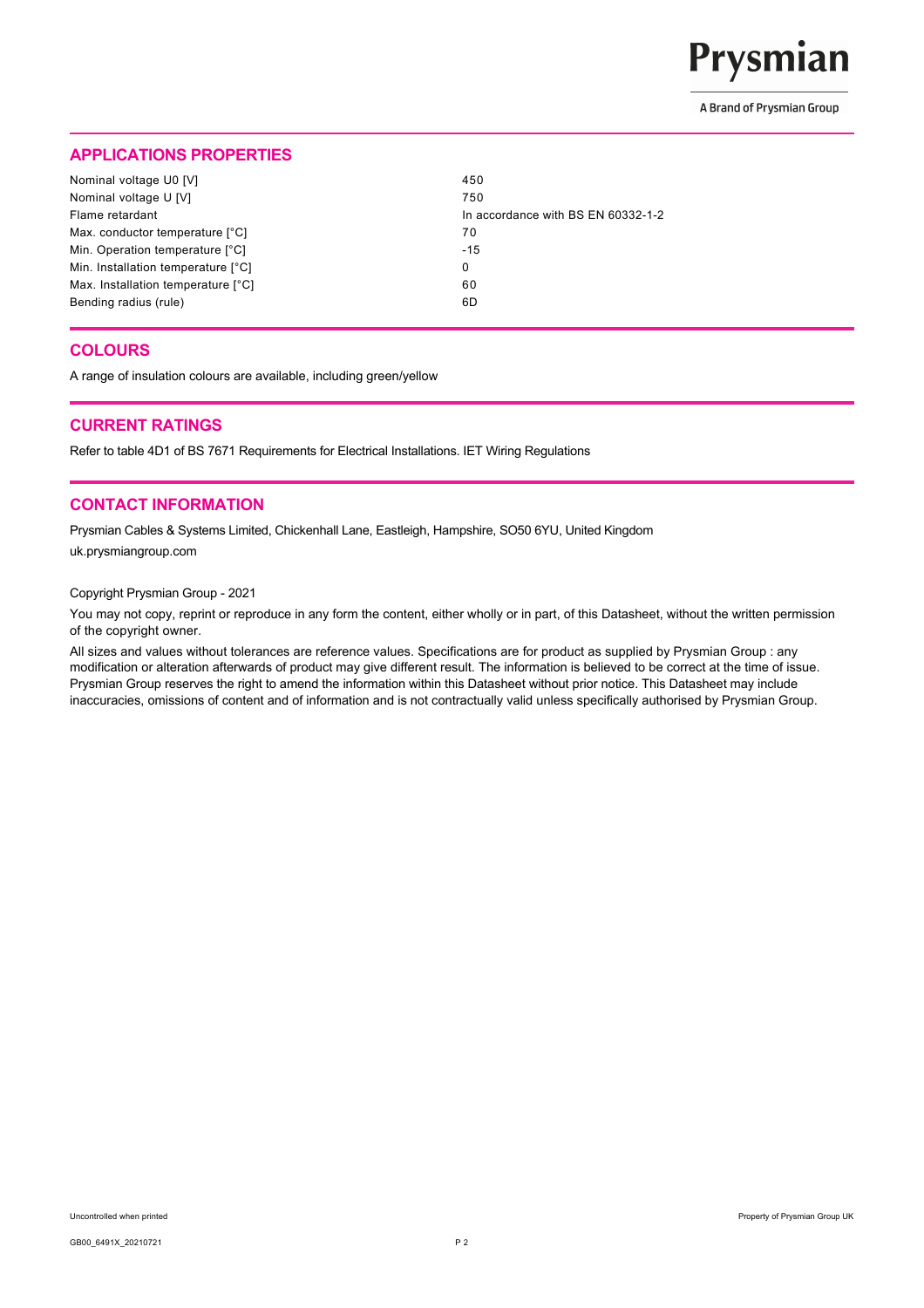## APPLICATIONS PROPERTIES

| | |
|---|---|
| Nominal voltage U0 [V] | 450 |
| Nominal voltage U [V] | 750 |
| Flame retardant | In accordance with BS EN 60332-1-2 |
| Max. conductor temperature [°C] | 70 |
| Min. Operation temperature [°C] | -15 |
| Min. Installation temperature [°C] | 0 |
| Max. Installation temperature [°C] | 60 |
| Bending radius (rule) | 6D |

## COLOURS

A range of insulation colours are available, including green/yellow

## CURRENT RATINGS

Refer to table 4D1 of BS 7671 Requirements for Electrical Installations. IET Wiring Regulations

## CONTACT INFORMATION

Prysmian Cables & Systems Limited, Chickenhall Lane, Eastleigh, Hampshire, SO50 6YU, United Kingdom

uk.prysmiangroup.com

Copyright Prysmian Group - 2021

You may not copy, reprint or reproduce in any form the content, either wholly or in part, of this Datasheet, without the written permission of the copyright owner.

All sizes and values without tolerances are reference values. Specifications are for product as supplied by Prysmian Group : any modification or alteration afterwards of product may give different result. The information is believed to be correct at the time of issue. Prysmian Group reserves the right to amend the information within this Datasheet without prior notice. This Datasheet may include inaccuracies, omissions of content and of information and is not contractually valid unless specifically authorised by Prysmian Group.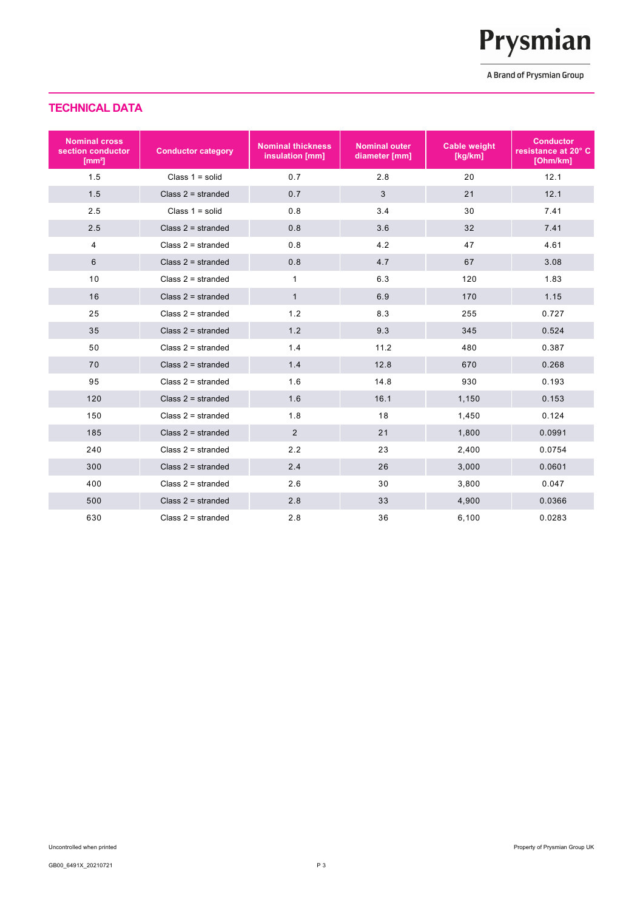## TECHNICAL DATA

| Nominal cross section conductor [mm²] | Conductor category | Nominal thickness insulation [mm] | Nominal outer diameter [mm] | Cable weight [kg/km] | Conductor resistance at 20° C [Ohm/km] |
|---|---|---|---|---|---|
| 1.5 | Class 1 = solid | 0.7 | 2.8 | 20 | 12.1 |
| 1.5 | Class 2 = stranded | 0.7 | 3 | 21 | 12.1 |
| 2.5 | Class 1 = solid | 0.8 | 3.4 | 30 | 7.41 |
| 2.5 | Class 2 = stranded | 0.8 | 3.6 | 32 | 7.41 |
| 4 | Class 2 = stranded | 0.8 | 4.2 | 47 | 4.61 |
| 6 | Class 2 = stranded | 0.8 | 4.7 | 67 | 3.08 |
| 10 | Class 2 = stranded | 1 | 6.3 | 120 | 1.83 |
| 16 | Class 2 = stranded | 1 | 6.9 | 170 | 1.15 |
| 25 | Class 2 = stranded | 1.2 | 8.3 | 255 | 0.727 |
| 35 | Class 2 = stranded | 1.2 | 9.3 | 345 | 0.524 |
| 50 | Class 2 = stranded | 1.4 | 11.2 | 480 | 0.387 |
| 70 | Class 2 = stranded | 1.4 | 12.8 | 670 | 0.268 |
| 95 | Class 2 = stranded | 1.6 | 14.8 | 930 | 0.193 |
| 120 | Class 2 = stranded | 1.6 | 16.1 | 1,150 | 0.153 |
| 150 | Class 2 = stranded | 1.8 | 18 | 1,450 | 0.124 |
| 185 | Class 2 = stranded | 2 | 21 | 1,800 | 0.0991 |
| 240 | Class 2 = stranded | 2.2 | 23 | 2,400 | 0.0754 |
| 300 | Class 2 = stranded | 2.4 | 26 | 3,000 | 0.0601 |
| 400 | Class 2 = stranded | 2.6 | 30 | 3,800 | 0.047 |
| 500 | Class 2 = stranded | 2.8 | 33 | 4,900 | 0.0366 |
| 630 | Class 2 = stranded | 2.8 | 36 | 6,100 | 0.0283 |